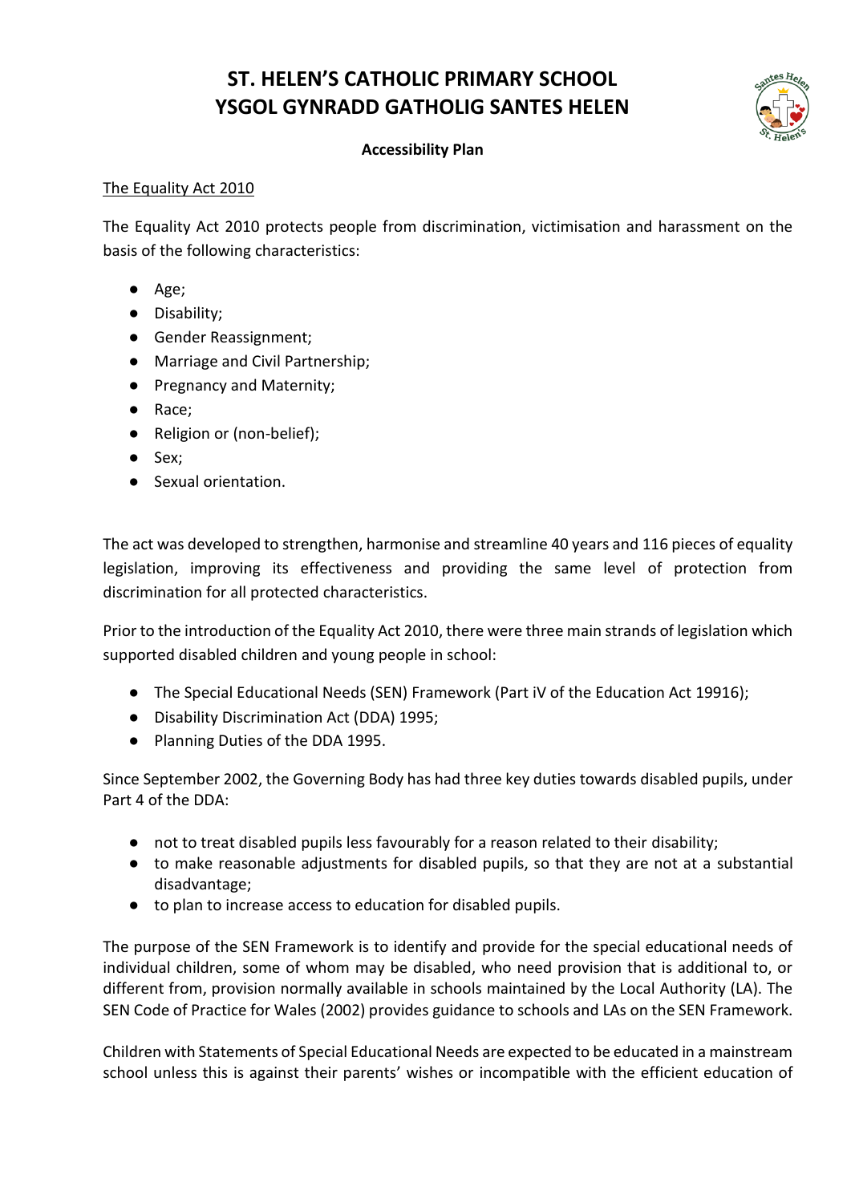# ST. HELEN'S CATHOLIC PRIMARY SCHOOL
# YSGOL GYNRADD GATHOLIG SANTES HELEN

**Accessibility Plan**

<u>The Equality Act 2010</u>

The Equality Act 2010 protects people from discrimination, victimisation and harassment on the basis of the following characteristics:

- Age;
- Disability;
- Gender Reassignment;
- Marriage and Civil Partnership;
- Pregnancy and Maternity;
- Race;
- Religion or (non-belief);
- Sex;
- Sexual orientation.

The act was developed to strengthen, harmonise and streamline 40 years and 116 pieces of equality legislation, improving its effectiveness and providing the same level of protection from discrimination for all protected characteristics.

Prior to the introduction of the Equality Act 2010, there were three main strands of legislation which supported disabled children and young people in school:

- The Special Educational Needs (SEN) Framework (Part iV of the Education Act 19916);
- Disability Discrimination Act (DDA) 1995;
- Planning Duties of the DDA 1995.

Since September 2002, the Governing Body has had three key duties towards disabled pupils, under Part 4 of the DDA:

- not to treat disabled pupils less favourably for a reason related to their disability;
- to make reasonable adjustments for disabled pupils, so that they are not at a substantial disadvantage;
- to plan to increase access to education for disabled pupils.

The purpose of the SEN Framework is to identify and provide for the special educational needs of individual children, some of whom may be disabled, who need provision that is additional to, or different from, provision normally available in schools maintained by the Local Authority (LA). The SEN Code of Practice for Wales (2002) provides guidance to schools and LAs on the SEN Framework.

Children with Statements of Special Educational Needs are expected to be educated in a mainstream school unless this is against their parents' wishes or incompatible with the efficient education of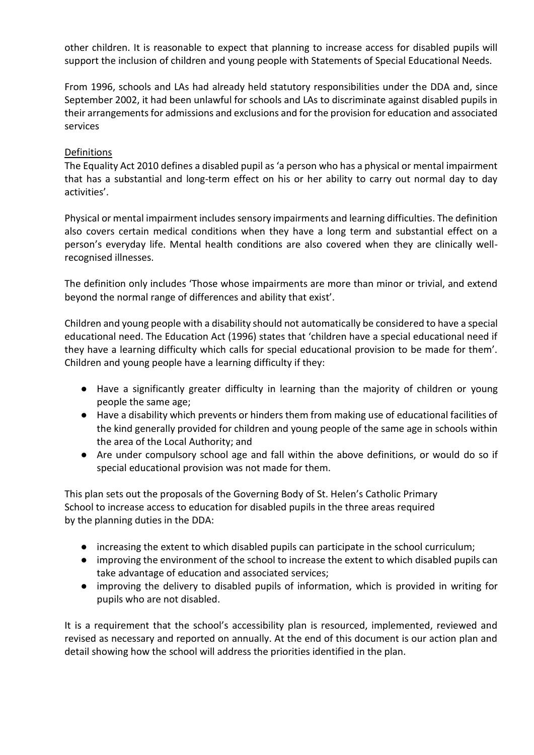other children. It is reasonable to expect that planning to increase access for disabled pupils will support the inclusion of children and young people with Statements of Special Educational Needs.

From 1996, schools and LAs had already held statutory responsibilities under the DDA and, since September 2002, it had been unlawful for schools and LAs to discriminate against disabled pupils in their arrangements for admissions and exclusions and for the provision for education and associated services

Definitions

The Equality Act 2010 defines a disabled pupil as 'a person who has a physical or mental impairment that has a substantial and long-term effect on his or her ability to carry out normal day to day activities'.

Physical or mental impairment includes sensory impairments and learning difficulties. The definition also covers certain medical conditions when they have a long term and substantial effect on a person's everyday life. Mental health conditions are also covered when they are clinically well-recognised illnesses.

The definition only includes 'Those whose impairments are more than minor or trivial, and extend beyond the normal range of differences and ability that exist'.

Children and young people with a disability should not automatically be considered to have a special educational need. The Education Act (1996) states that 'children have a special educational need if they have a learning difficulty which calls for special educational provision to be made for them'. Children and young people have a learning difficulty if they:

- Have a significantly greater difficulty in learning than the majority of children or young people the same age;
- Have a disability which prevents or hinders them from making use of educational facilities of the kind generally provided for children and young people of the same age in schools within the area of the Local Authority; and
- Are under compulsory school age and fall within the above definitions, or would do so if special educational provision was not made for them.

This plan sets out the proposals of the Governing Body of St. Helen's Catholic Primary School to increase access to education for disabled pupils in the three areas required by the planning duties in the DDA:

- increasing the extent to which disabled pupils can participate in the school curriculum;
- improving the environment of the school to increase the extent to which disabled pupils can take advantage of education and associated services;
- improving the delivery to disabled pupils of information, which is provided in writing for pupils who are not disabled.

It is a requirement that the school's accessibility plan is resourced, implemented, reviewed and revised as necessary and reported on annually. At the end of this document is our action plan and detail showing how the school will address the priorities identified in the plan.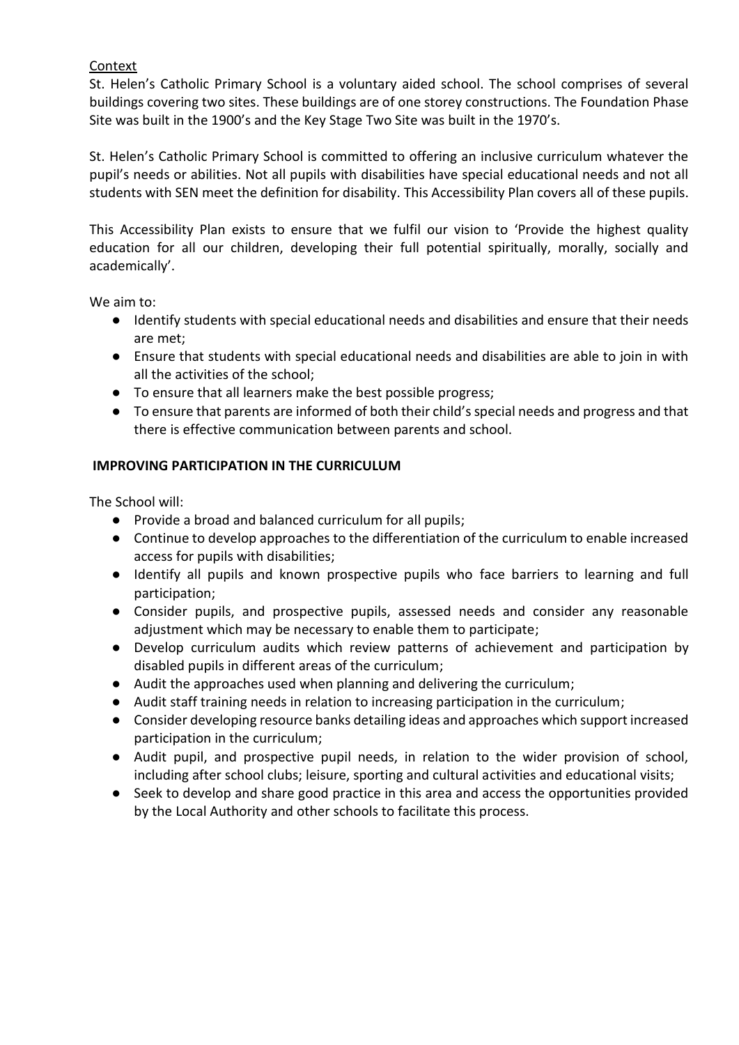## Context

St. Helen's Catholic Primary School is a voluntary aided school. The school comprises of several buildings covering two sites. These buildings are of one storey constructions. The Foundation Phase Site was built in the 1900's and the Key Stage Two Site was built in the 1970's.

St. Helen's Catholic Primary School is committed to offering an inclusive curriculum whatever the pupil's needs or abilities. Not all pupils with disabilities have special educational needs and not all students with SEN meet the definition for disability. This Accessibility Plan covers all of these pupils.

This Accessibility Plan exists to ensure that we fulfil our vision to 'Provide the highest quality education for all our children, developing their full potential spiritually, morally, socially and academically'.

We aim to:

- Identify students with special educational needs and disabilities and ensure that their needs are met;
- Ensure that students with special educational needs and disabilities are able to join in with all the activities of the school;
- To ensure that all learners make the best possible progress;
- To ensure that parents are informed of both their child's special needs and progress and that there is effective communication between parents and school.

## IMPROVING PARTICIPATION IN THE CURRICULUM

The School will:

- Provide a broad and balanced curriculum for all pupils;
- Continue to develop approaches to the differentiation of the curriculum to enable increased access for pupils with disabilities;
- Identify all pupils and known prospective pupils who face barriers to learning and full participation;
- Consider pupils, and prospective pupils, assessed needs and consider any reasonable adjustment which may be necessary to enable them to participate;
- Develop curriculum audits which review patterns of achievement and participation by disabled pupils in different areas of the curriculum;
- Audit the approaches used when planning and delivering the curriculum;
- Audit staff training needs in relation to increasing participation in the curriculum;
- Consider developing resource banks detailing ideas and approaches which support increased participation in the curriculum;
- Audit pupil, and prospective pupil needs, in relation to the wider provision of school, including after school clubs; leisure, sporting and cultural activities and educational visits;
- Seek to develop and share good practice in this area and access the opportunities provided by the Local Authority and other schools to facilitate this process.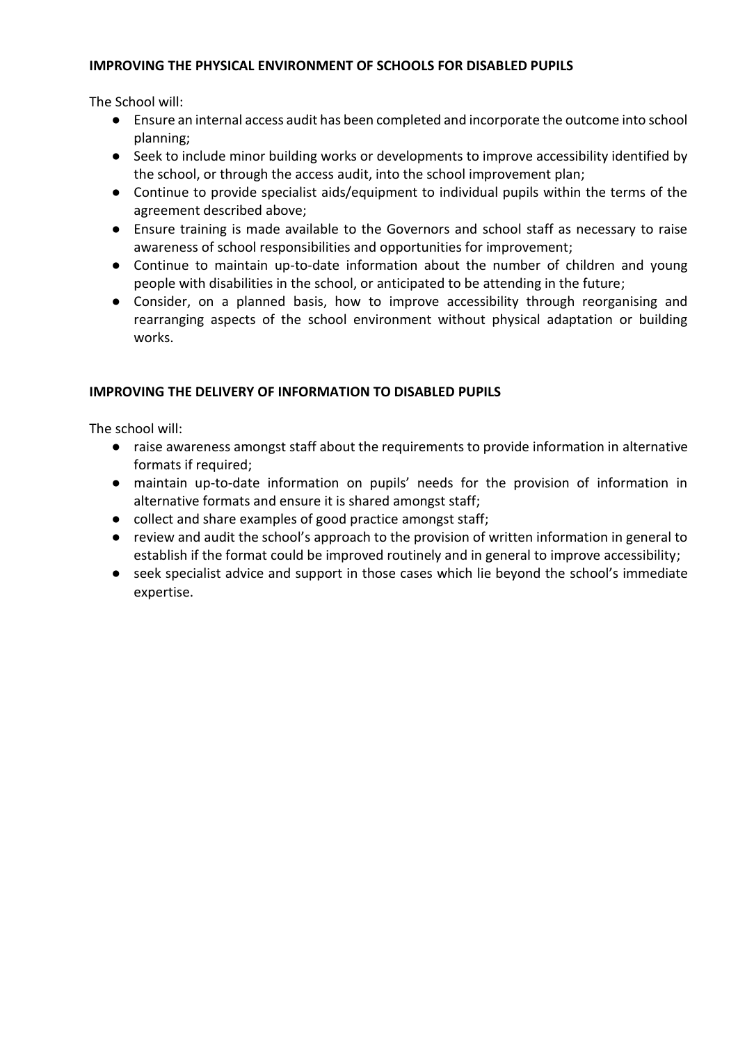**IMPROVING THE PHYSICAL ENVIRONMENT OF SCHOOLS FOR DISABLED PUPILS**

The School will:

- Ensure an internal access audit has been completed and incorporate the outcome into school planning;
- Seek to include minor building works or developments to improve accessibility identified by the school, or through the access audit, into the school improvement plan;
- Continue to provide specialist aids/equipment to individual pupils within the terms of the agreement described above;
- Ensure training is made available to the Governors and school staff as necessary to raise awareness of school responsibilities and opportunities for improvement;
- Continue to maintain up-to-date information about the number of children and young people with disabilities in the school, or anticipated to be attending in the future;
- Consider, on a planned basis, how to improve accessibility through reorganising and rearranging aspects of the school environment without physical adaptation or building works.

**IMPROVING THE DELIVERY OF INFORMATION TO DISABLED PUPILS**

The school will:

- raise awareness amongst staff about the requirements to provide information in alternative formats if required;
- maintain up-to-date information on pupils' needs for the provision of information in alternative formats and ensure it is shared amongst staff;
- collect and share examples of good practice amongst staff;
- review and audit the school's approach to the provision of written information in general to establish if the format could be improved routinely and in general to improve accessibility;
- seek specialist advice and support in those cases which lie beyond the school's immediate expertise.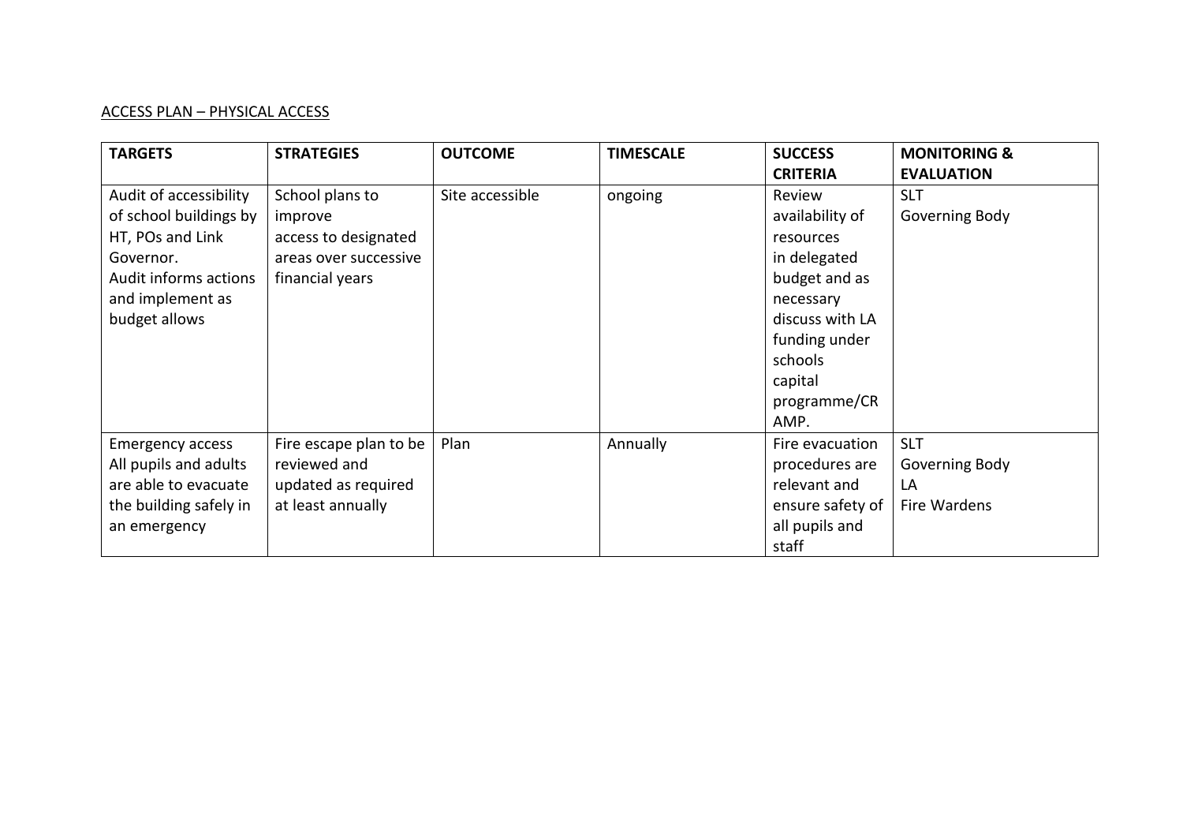ACCESS PLAN – PHYSICAL ACCESS

| TARGETS | STRATEGIES | OUTCOME | TIMESCALE | SUCCESS CRITERIA | MONITORING & EVALUATION |
|---|---|---|---|---|---|
| Audit of accessibility of school buildings by HT, POs and Link Governor. Audit informs actions and implement as budget allows | School plans to improve access to designated areas over successive financial years | Site accessible | ongoing | Review availability of resources in delegated budget and as necessary discuss with LA funding under schools capital programme/CRAMP. | SLT Governing Body |
| Emergency access All pupils and adults are able to evacuate the building safely in an emergency | Fire escape plan to be reviewed and updated as required at least annually | Plan | Annually | Fire evacuation procedures are relevant and ensure safety of all pupils and staff | SLT Governing Body LA Fire Wardens |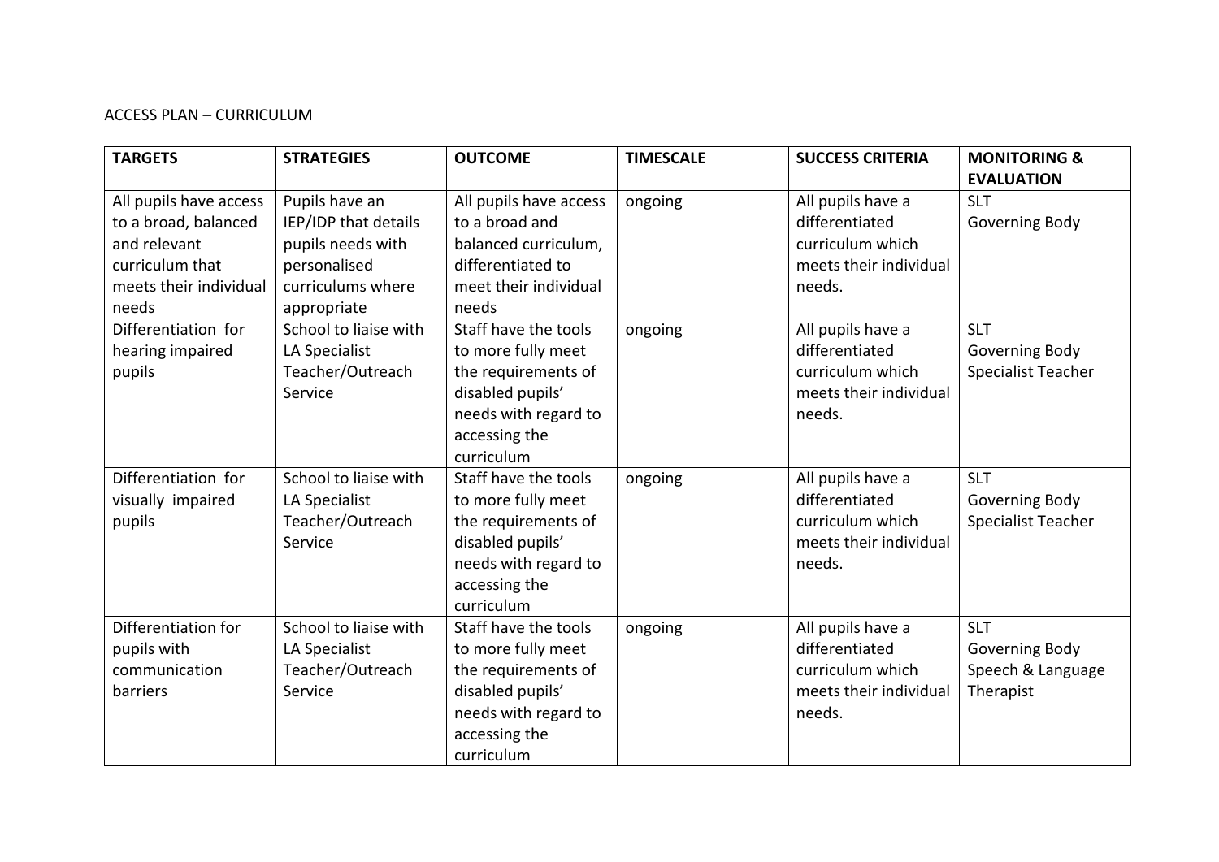<u>ACCESS PLAN – CURRICULUM</u>

| TARGETS | STRATEGIES | OUTCOME | TIMESCALE | SUCCESS CRITERIA | MONITORING & EVALUATION |
|---|---|---|---|---|---|
| All pupils have access to a broad, balanced and relevant curriculum that meets their individual needs | Pupils have an IEP/IDP that details pupils needs with personalised curriculums where appropriate | All pupils have access to a broad and balanced curriculum, differentiated to meet their individual needs | ongoing | All pupils have a differentiated curriculum which meets their individual needs. | SLT<br>Governing Body |
| Differentiation for hearing impaired pupils | School to liaise with LA Specialist Teacher/Outreach Service | Staff have the tools to more fully meet the requirements of disabled pupils' needs with regard to accessing the curriculum | ongoing | All pupils have a differentiated curriculum which meets their individual needs. | SLT<br>Governing Body<br>Specialist Teacher |
| Differentiation for visually impaired pupils | School to liaise with LA Specialist Teacher/Outreach Service | Staff have the tools to more fully meet the requirements of disabled pupils' needs with regard to accessing the curriculum | ongoing | All pupils have a differentiated curriculum which meets their individual needs. | SLT<br>Governing Body<br>Specialist Teacher |
| Differentiation for pupils with communication barriers | School to liaise with LA Specialist Teacher/Outreach Service | Staff have the tools to more fully meet the requirements of disabled pupils' needs with regard to accessing the curriculum | ongoing | All pupils have a differentiated curriculum which meets their individual needs. | SLT<br>Governing Body<br>Speech & Language Therapist |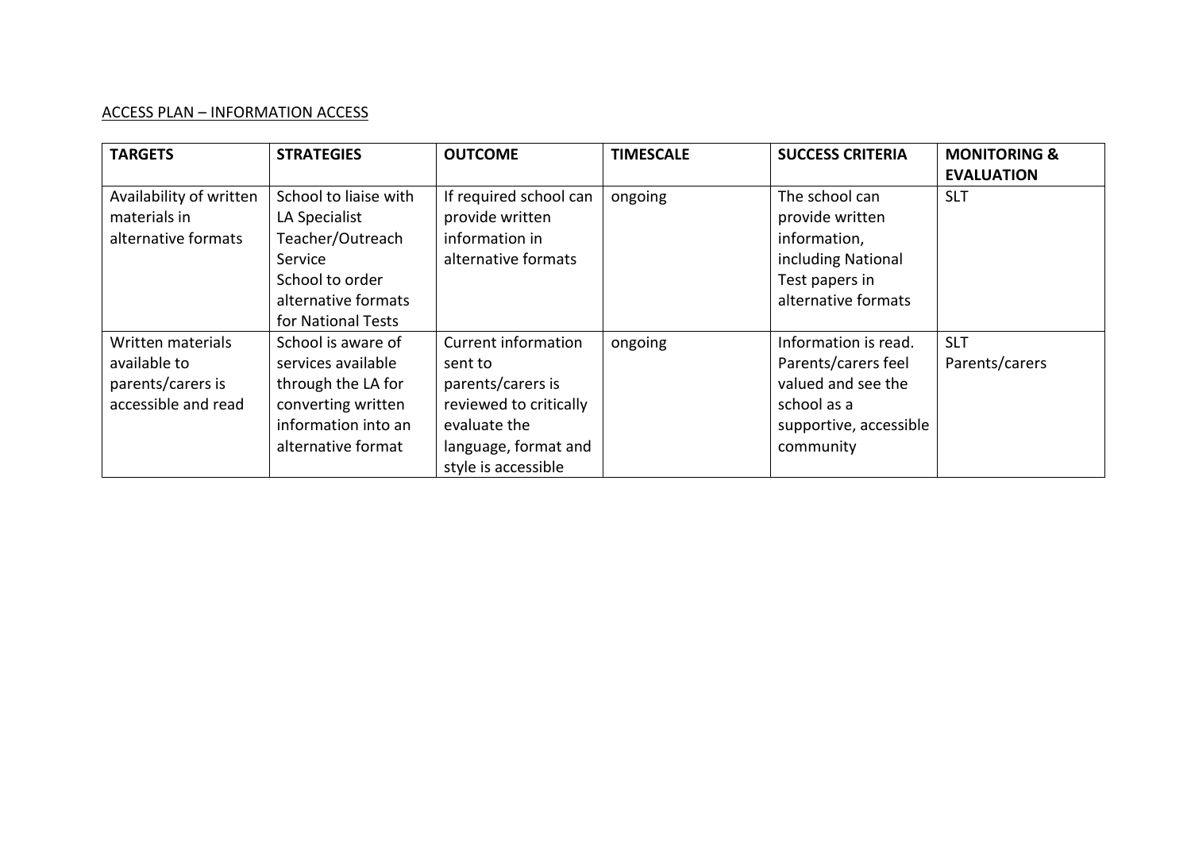ACCESS PLAN – INFORMATION ACCESS

| TARGETS | STRATEGIES | OUTCOME | TIMESCALE | SUCCESS CRITERIA | MONITORING & EVALUATION |
|---|---|---|---|---|---|
| Availability of written materials in alternative formats | School to liaise with LA Specialist Teacher/Outreach Service<br>School to order alternative formats for National Tests | If required school can provide written information in alternative formats | ongoing | The school can provide written information, including National Test papers in alternative formats | SLT |
| Written materials available to parents/carers is accessible and read | School is aware of services available through the LA for converting written information into an alternative format | Current information sent to parents/carers is reviewed to critically evaluate the language, format and style is accessible | ongoing | Information is read. Parents/carers feel valued and see the school as a supportive, accessible community | SLT<br>Parents/carers |